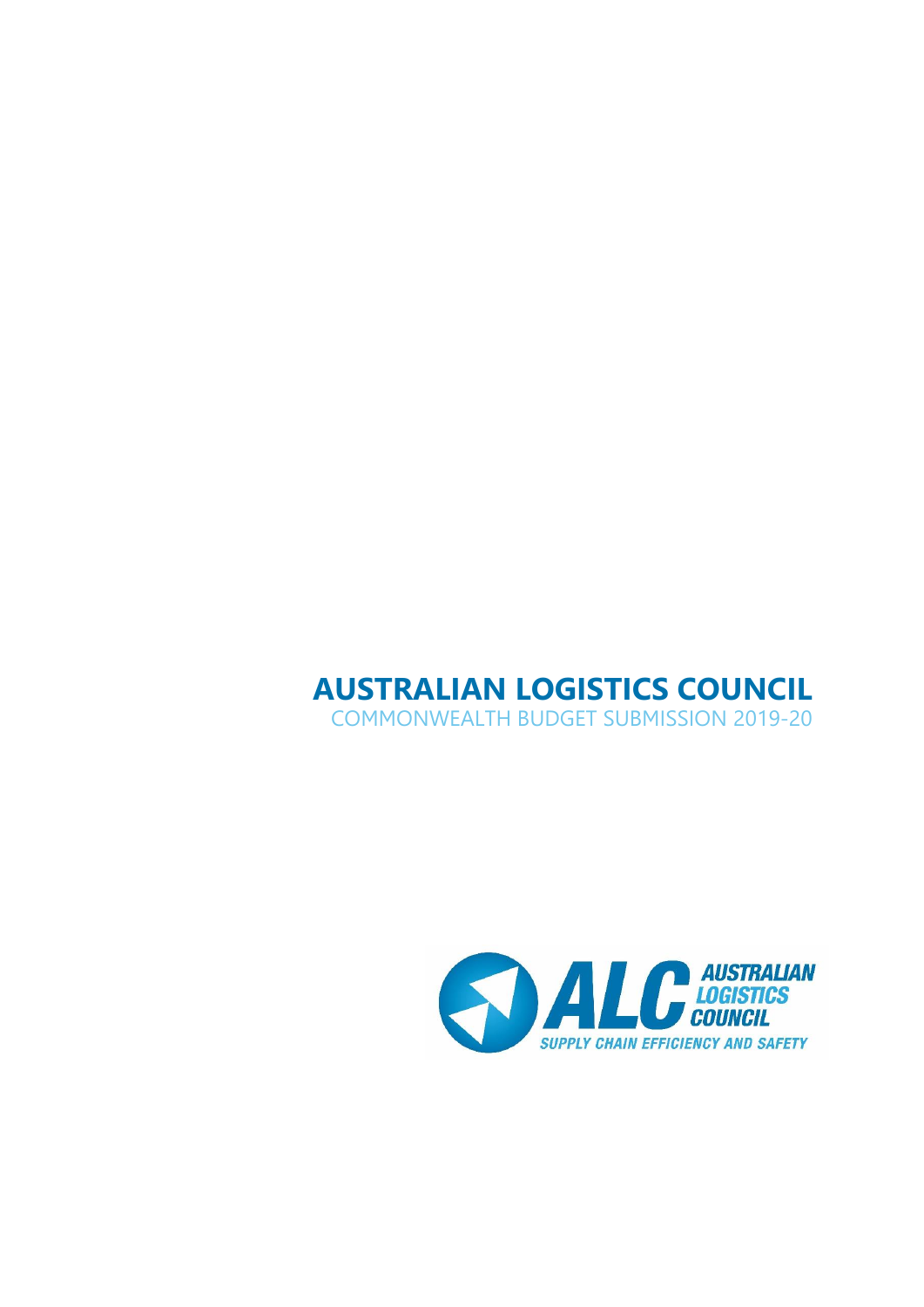# AUSTRALIAN LOGISTICS COUNCIL

COMMONWEALTH BUDGET SUBMISSION 2019-20

ALC AUSTRALIAN LOGISTICS COUNCIL

SUPPLY CHAIN EFFICIENCY AND SAFETY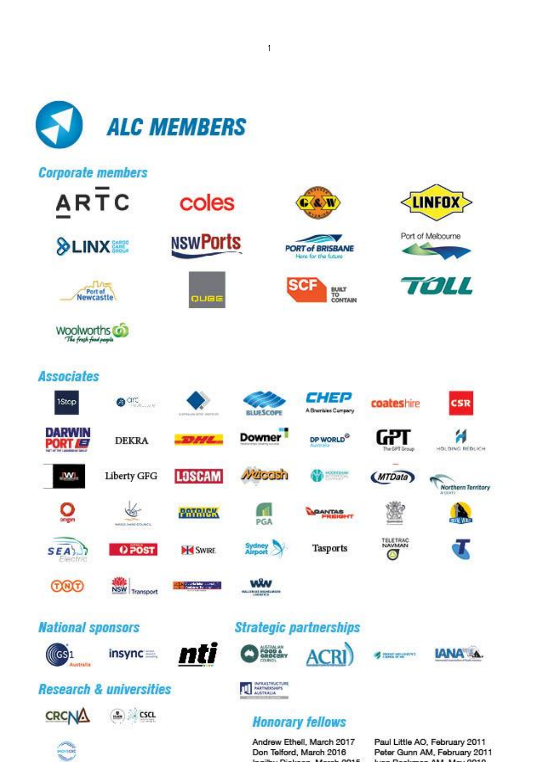# ALC MEMBERS

## Corporate members

## Associates

## National sponsors

## Strategic partnerships

## Research & universities

## Honorary fellows

Andrew Ethell, March 2017
Don Telford, March 2016

Paul Little AO, February 2011
Peter Gunn AM, February 2011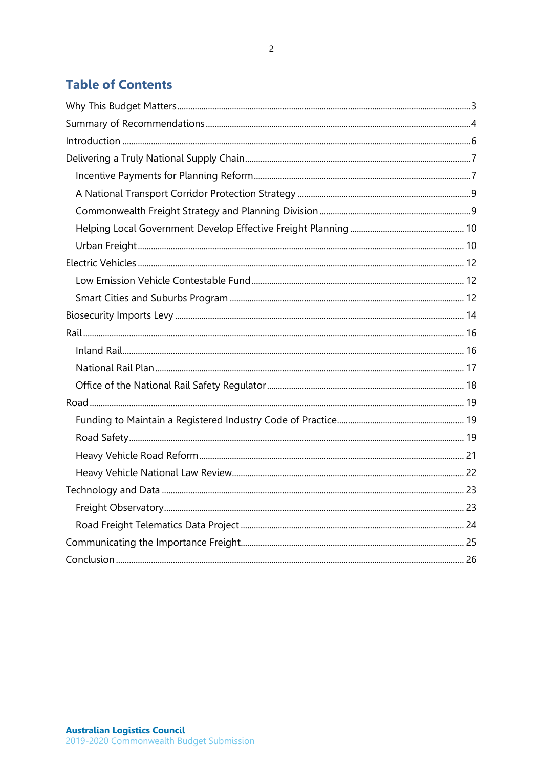## Table of Contents

Why This Budget Matters .......... 3
Summary of Recommendations .......... 4
Introduction .......... 6
Delivering a Truly National Supply Chain .......... 7
- Incentive Payments for Planning Reform .......... 7
- A National Transport Corridor Protection Strategy .......... 9
- Commonwealth Freight Strategy and Planning Division .......... 9
- Helping Local Government Develop Effective Freight Planning .......... 10
- Urban Freight .......... 10

Electric Vehicles .......... 12
- Low Emission Vehicle Contestable Fund .......... 12
- Smart Cities and Suburbs Program .......... 12

Biosecurity Imports Levy .......... 14
Rail .......... 16
- Inland Rail .......... 16
- National Rail Plan .......... 17
- Office of the National Rail Safety Regulator .......... 18

Road .......... 19
- Funding to Maintain a Registered Industry Code of Practice .......... 19
- Road Safety .......... 19
- Heavy Vehicle Road Reform .......... 21
- Heavy Vehicle National Law Review .......... 22

Technology and Data .......... 23
- Freight Observatory .......... 23
- Road Freight Telematics Data Project .......... 24

Communicating the Importance Freight .......... 25
Conclusion .......... 26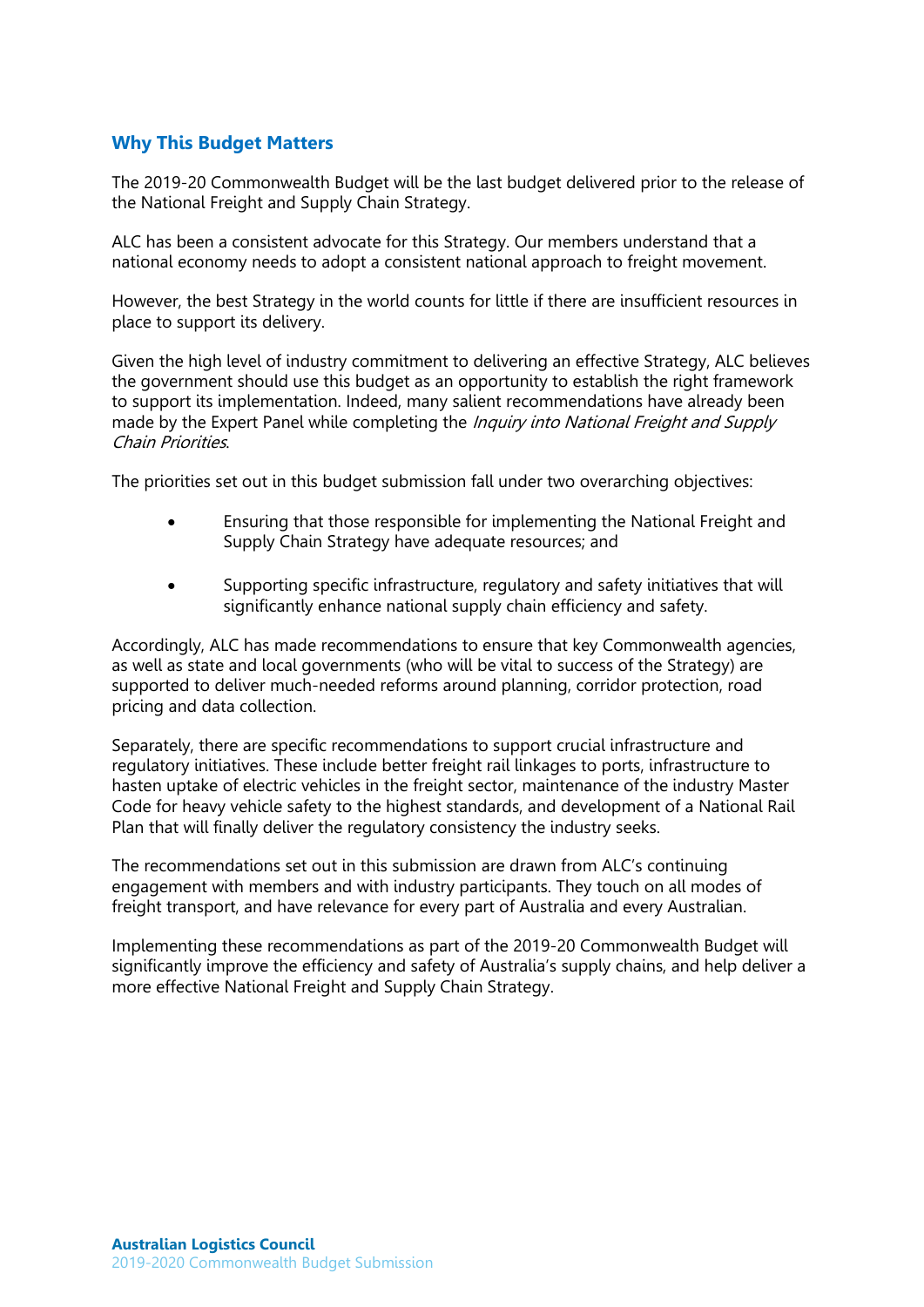## Why This Budget Matters

The 2019-20 Commonwealth Budget will be the last budget delivered prior to the release of the National Freight and Supply Chain Strategy.

ALC has been a consistent advocate for this Strategy. Our members understand that a national economy needs to adopt a consistent national approach to freight movement.

However, the best Strategy in the world counts for little if there are insufficient resources in place to support its delivery.

Given the high level of industry commitment to delivering an effective Strategy, ALC believes the government should use this budget as an opportunity to establish the right framework to support its implementation. Indeed, many salient recommendations have already been made by the Expert Panel while completing the *Inquiry into National Freight and Supply Chain Priorities*.

The priorities set out in this budget submission fall under two overarching objectives:

- Ensuring that those responsible for implementing the National Freight and Supply Chain Strategy have adequate resources; and
- Supporting specific infrastructure, regulatory and safety initiatives that will significantly enhance national supply chain efficiency and safety.

Accordingly, ALC has made recommendations to ensure that key Commonwealth agencies, as well as state and local governments (who will be vital to success of the Strategy) are supported to deliver much-needed reforms around planning, corridor protection, road pricing and data collection.

Separately, there are specific recommendations to support crucial infrastructure and regulatory initiatives. These include better freight rail linkages to ports, infrastructure to hasten uptake of electric vehicles in the freight sector, maintenance of the industry Master Code for heavy vehicle safety to the highest standards, and development of a National Rail Plan that will finally deliver the regulatory consistency the industry seeks.

The recommendations set out in this submission are drawn from ALC's continuing engagement with members and with industry participants. They touch on all modes of freight transport, and have relevance for every part of Australia and every Australian.

Implementing these recommendations as part of the 2019-20 Commonwealth Budget will significantly improve the efficiency and safety of Australia's supply chains, and help deliver a more effective National Freight and Supply Chain Strategy.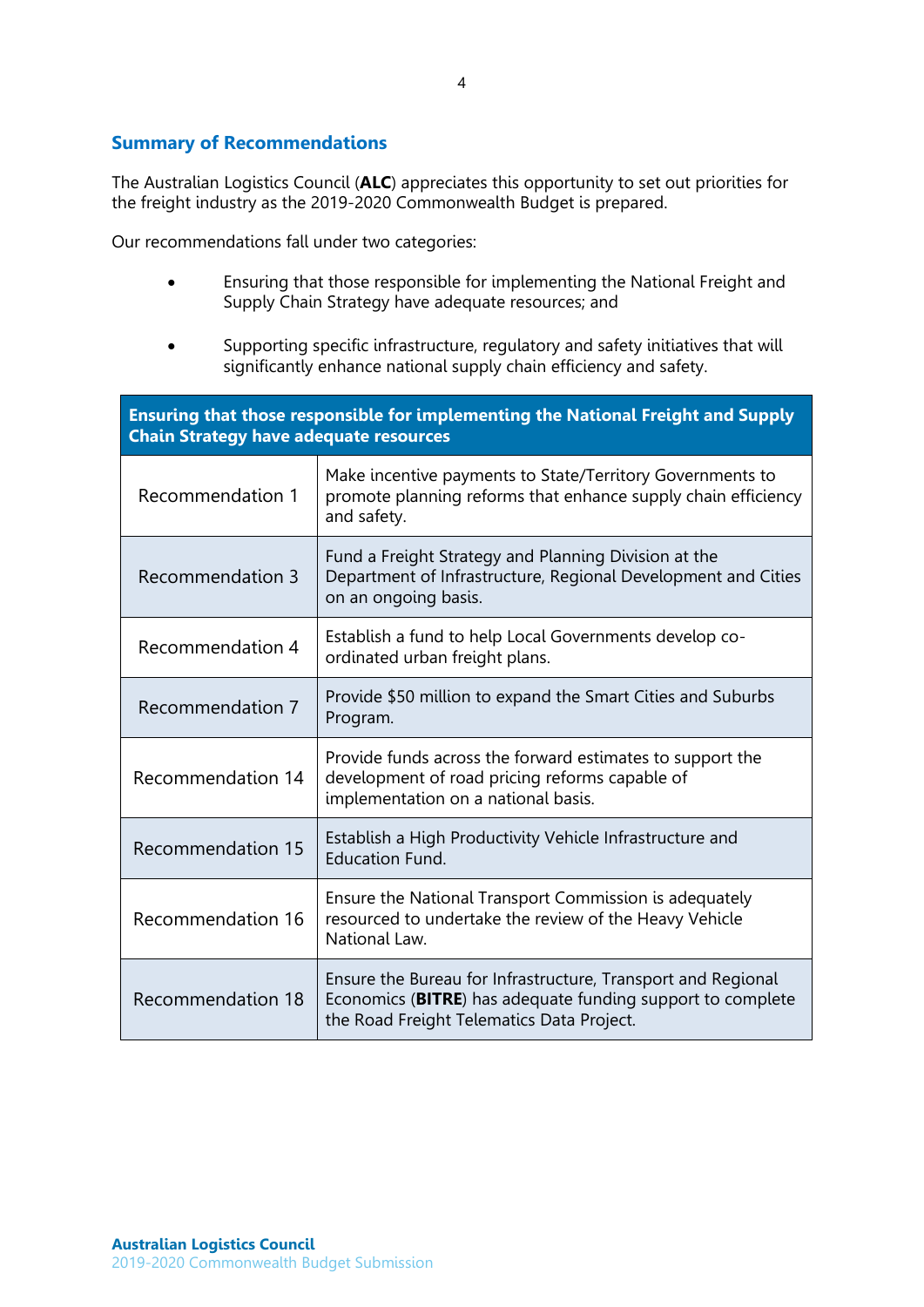## Summary of Recommendations

The Australian Logistics Council (**ALC**) appreciates this opportunity to set out priorities for the freight industry as the 2019-2020 Commonwealth Budget is prepared.

Our recommendations fall under two categories:

- Ensuring that those responsible for implementing the National Freight and Supply Chain Strategy have adequate resources; and
- Supporting specific infrastructure, regulatory and safety initiatives that will significantly enhance national supply chain efficiency and safety.

| Ensuring that those responsible for implementing the National Freight and Supply Chain Strategy have adequate resources | |
|---|---|
| Recommendation 1 | Make incentive payments to State/Territory Governments to promote planning reforms that enhance supply chain efficiency and safety. |
| Recommendation 3 | Fund a Freight Strategy and Planning Division at the Department of Infrastructure, Regional Development and Cities on an ongoing basis. |
| Recommendation 4 | Establish a fund to help Local Governments develop co-ordinated urban freight plans. |
| Recommendation 7 | Provide $50 million to expand the Smart Cities and Suburbs Program. |
| Recommendation 14 | Provide funds across the forward estimates to support the development of road pricing reforms capable of implementation on a national basis. |
| Recommendation 15 | Establish a High Productivity Vehicle Infrastructure and Education Fund. |
| Recommendation 16 | Ensure the National Transport Commission is adequately resourced to undertake the review of the Heavy Vehicle National Law. |
| Recommendation 18 | Ensure the Bureau for Infrastructure, Transport and Regional Economics (**BITRE**) has adequate funding support to complete the Road Freight Telematics Data Project. |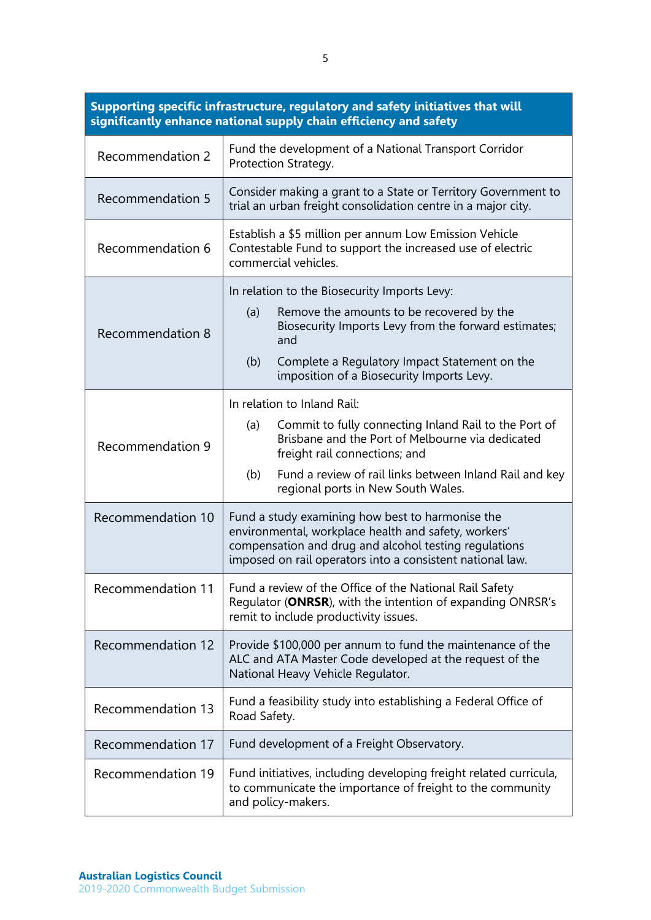| Supporting specific infrastructure, regulatory and safety initiatives that will significantly enhance national supply chain efficiency and safety | |
|---|---|
| Recommendation 2 | Fund the development of a National Transport Corridor Protection Strategy. |
| Recommendation 5 | Consider making a grant to a State or Territory Government to trial an urban freight consolidation centre in a major city. |
| Recommendation 6 | Establish a $5 million per annum Low Emission Vehicle Contestable Fund to support the increased use of electric commercial vehicles. |
| Recommendation 8 | In relation to the Biosecurity Imports Levy:<br>(a) Remove the amounts to be recovered by the Biosecurity Imports Levy from the forward estimates; and<br>(b) Complete a Regulatory Impact Statement on the imposition of a Biosecurity Imports Levy. |
| Recommendation 9 | In relation to Inland Rail:<br>(a) Commit to fully connecting Inland Rail to the Port of Brisbane and the Port of Melbourne via dedicated freight rail connections; and<br>(b) Fund a review of rail links between Inland Rail and key regional ports in New South Wales. |
| Recommendation 10 | Fund a study examining how best to harmonise the environmental, workplace health and safety, workers' compensation and drug and alcohol testing regulations imposed on rail operators into a consistent national law. |
| Recommendation 11 | Fund a review of the Office of the National Rail Safety Regulator (**ONRSR**), with the intention of expanding ONRSR's remit to include productivity issues. |
| Recommendation 12 | Provide $100,000 per annum to fund the maintenance of the ALC and ATA Master Code developed at the request of the National Heavy Vehicle Regulator. |
| Recommendation 13 | Fund a feasibility study into establishing a Federal Office of Road Safety. |
| Recommendation 17 | Fund development of a Freight Observatory. |
| Recommendation 19 | Fund initiatives, including developing freight related curricula, to communicate the importance of freight to the community and policy-makers. |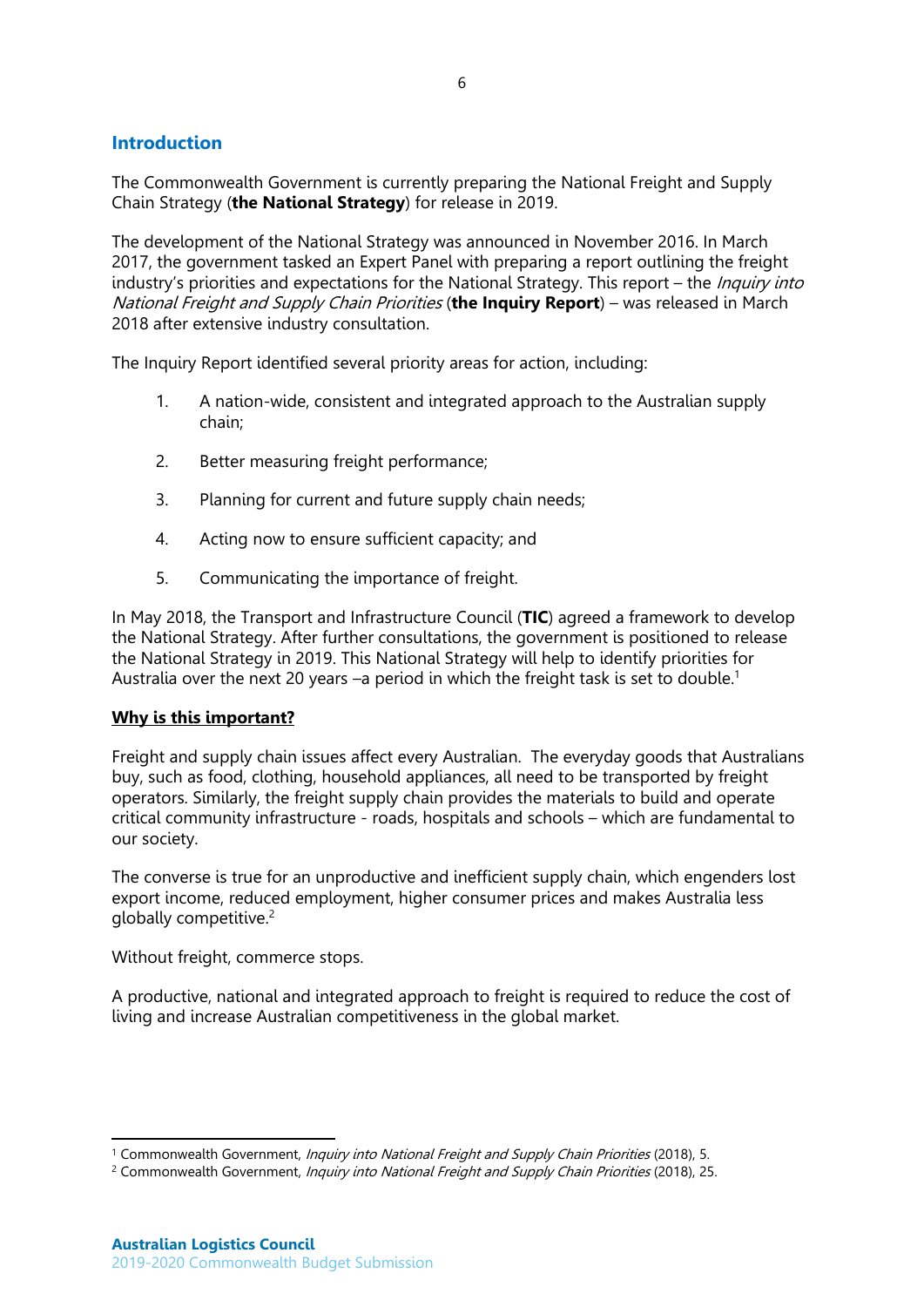## Introduction

The Commonwealth Government is currently preparing the National Freight and Supply Chain Strategy (**the National Strategy**) for release in 2019.

The development of the National Strategy was announced in November 2016. In March 2017, the government tasked an Expert Panel with preparing a report outlining the freight industry's priorities and expectations for the National Strategy. This report – the *Inquiry into National Freight and Supply Chain Priorities* (**the Inquiry Report**) – was released in March 2018 after extensive industry consultation.

The Inquiry Report identified several priority areas for action, including:

1. A nation-wide, consistent and integrated approach to the Australian supply chain;
2. Better measuring freight performance;
3. Planning for current and future supply chain needs;
4. Acting now to ensure sufficient capacity; and
5. Communicating the importance of freight.

In May 2018, the Transport and Infrastructure Council (**TIC**) agreed a framework to develop the National Strategy. After further consultations, the government is positioned to release the National Strategy in 2019. This National Strategy will help to identify priorities for Australia over the next 20 years –a period in which the freight task is set to double.[1]

**Why is this important?**

Freight and supply chain issues affect every Australian. The everyday goods that Australians buy, such as food, clothing, household appliances, all need to be transported by freight operators. Similarly, the freight supply chain provides the materials to build and operate critical community infrastructure - roads, hospitals and schools – which are fundamental to our society.

The converse is true for an unproductive and inefficient supply chain, which engenders lost export income, reduced employment, higher consumer prices and makes Australia less globally competitive.[2]

Without freight, commerce stops.

A productive, national and integrated approach to freight is required to reduce the cost of living and increase Australian competitiveness in the global market.

---

[1] Commonwealth Government, *Inquiry into National Freight and Supply Chain Priorities* (2018), 5.

[2] Commonwealth Government, *Inquiry into National Freight and Supply Chain Priorities* (2018), 25.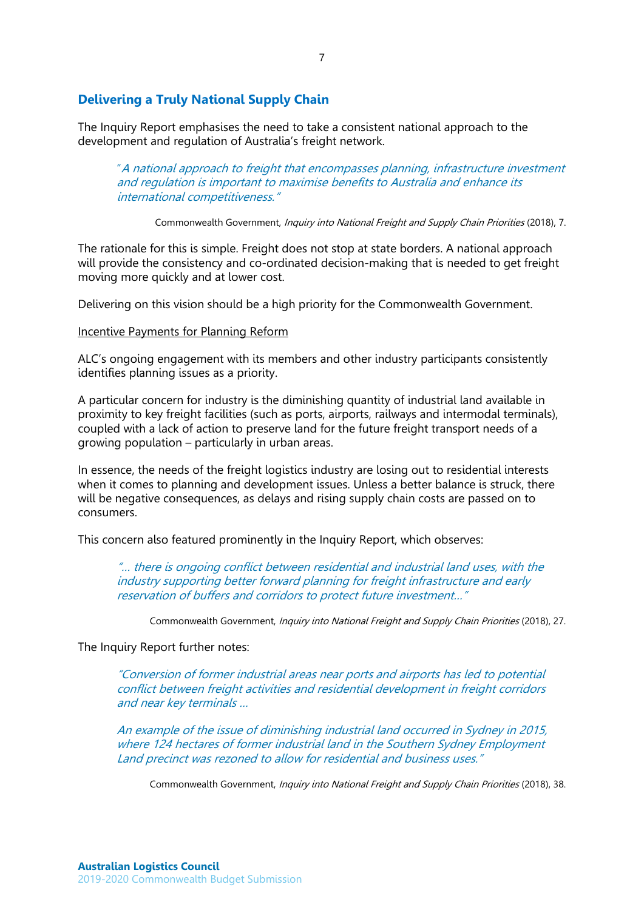## Delivering a Truly National Supply Chain

The Inquiry Report emphasises the need to take a consistent national approach to the development and regulation of Australia's freight network.

> *"A national approach to freight that encompasses planning, infrastructure investment and regulation is important to maximise benefits to Australia and enhance its international competitiveness."*
>
> Commonwealth Government, *Inquiry into National Freight and Supply Chain Priorities* (2018), 7.

The rationale for this is simple. Freight does not stop at state borders. A national approach will provide the consistency and co-ordinated decision-making that is needed to get freight moving more quickly and at lower cost.

Delivering on this vision should be a high priority for the Commonwealth Government.

<u>Incentive Payments for Planning Reform</u>

ALC's ongoing engagement with its members and other industry participants consistently identifies planning issues as a priority.

A particular concern for industry is the diminishing quantity of industrial land available in proximity to key freight facilities (such as ports, airports, railways and intermodal terminals), coupled with a lack of action to preserve land for the future freight transport needs of a growing population – particularly in urban areas.

In essence, the needs of the freight logistics industry are losing out to residential interests when it comes to planning and development issues. Unless a better balance is struck, there will be negative consequences, as delays and rising supply chain costs are passed on to consumers.

This concern also featured prominently in the Inquiry Report, which observes:

> *"… there is ongoing conflict between residential and industrial land uses, with the industry supporting better forward planning for freight infrastructure and early reservation of buffers and corridors to protect future investment…"*
>
> Commonwealth Government, *Inquiry into National Freight and Supply Chain Priorities* (2018), 27.

The Inquiry Report further notes:

> *"Conversion of former industrial areas near ports and airports has led to potential conflict between freight activities and residential development in freight corridors and near key terminals …*
>
> *An example of the issue of diminishing industrial land occurred in Sydney in 2015, where 124 hectares of former industrial land in the Southern Sydney Employment Land precinct was rezoned to allow for residential and business uses."*
>
> Commonwealth Government, *Inquiry into National Freight and Supply Chain Priorities* (2018), 38.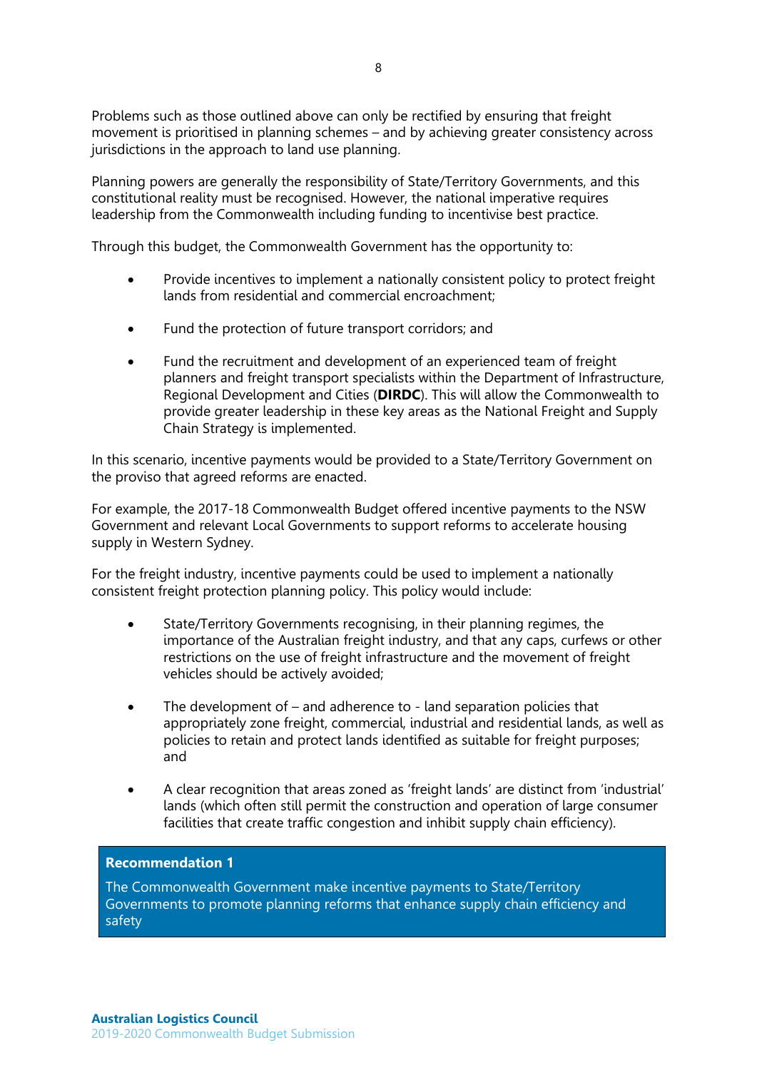Problems such as those outlined above can only be rectified by ensuring that freight movement is prioritised in planning schemes – and by achieving greater consistency across jurisdictions in the approach to land use planning.

Planning powers are generally the responsibility of State/Territory Governments, and this constitutional reality must be recognised. However, the national imperative requires leadership from the Commonwealth including funding to incentivise best practice.

Through this budget, the Commonwealth Government has the opportunity to:

- Provide incentives to implement a nationally consistent policy to protect freight lands from residential and commercial encroachment;
- Fund the protection of future transport corridors; and
- Fund the recruitment and development of an experienced team of freight planners and freight transport specialists within the Department of Infrastructure, Regional Development and Cities (**DIRDC**). This will allow the Commonwealth to provide greater leadership in these key areas as the National Freight and Supply Chain Strategy is implemented.

In this scenario, incentive payments would be provided to a State/Territory Government on the proviso that agreed reforms are enacted.

For example, the 2017-18 Commonwealth Budget offered incentive payments to the NSW Government and relevant Local Governments to support reforms to accelerate housing supply in Western Sydney.

For the freight industry, incentive payments could be used to implement a nationally consistent freight protection planning policy. This policy would include:

- State/Territory Governments recognising, in their planning regimes, the importance of the Australian freight industry, and that any caps, curfews or other restrictions on the use of freight infrastructure and the movement of freight vehicles should be actively avoided;
- The development of – and adherence to - land separation policies that appropriately zone freight, commercial, industrial and residential lands, as well as policies to retain and protect lands identified as suitable for freight purposes; and
- A clear recognition that areas zoned as 'freight lands' are distinct from 'industrial' lands (which often still permit the construction and operation of large consumer facilities that create traffic congestion and inhibit supply chain efficiency).

**Recommendation 1**

The Commonwealth Government make incentive payments to State/Territory Governments to promote planning reforms that enhance supply chain efficiency and safety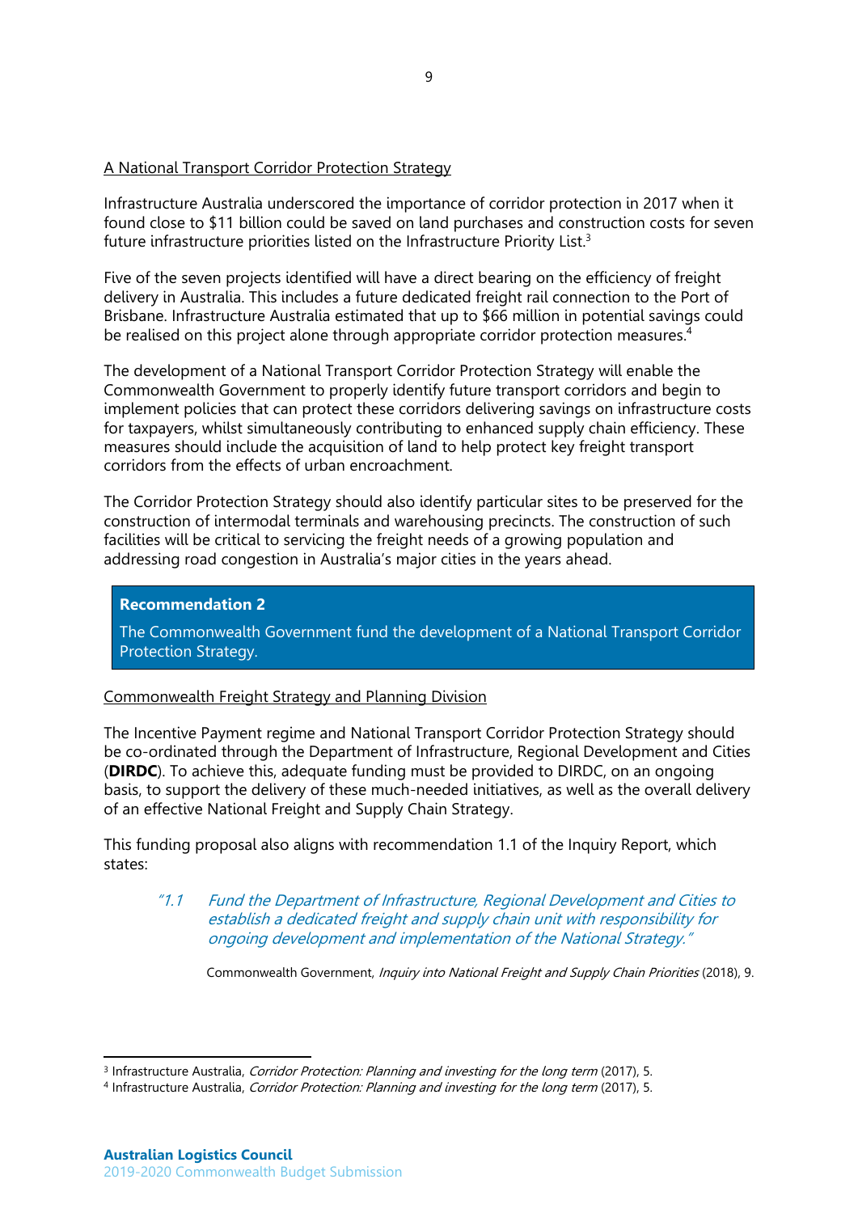A National Transport Corridor Protection Strategy

Infrastructure Australia underscored the importance of corridor protection in 2017 when it found close to $11 billion could be saved on land purchases and construction costs for seven future infrastructure priorities listed on the Infrastructure Priority List.[3]

Five of the seven projects identified will have a direct bearing on the efficiency of freight delivery in Australia. This includes a future dedicated freight rail connection to the Port of Brisbane. Infrastructure Australia estimated that up to $66 million in potential savings could be realised on this project alone through appropriate corridor protection measures.[4]

The development of a National Transport Corridor Protection Strategy will enable the Commonwealth Government to properly identify future transport corridors and begin to implement policies that can protect these corridors delivering savings on infrastructure costs for taxpayers, whilst simultaneously contributing to enhanced supply chain efficiency. These measures should include the acquisition of land to help protect key freight transport corridors from the effects of urban encroachment.

The Corridor Protection Strategy should also identify particular sites to be preserved for the construction of intermodal terminals and warehousing precincts. The construction of such facilities will be critical to servicing the freight needs of a growing population and addressing road congestion in Australia's major cities in the years ahead.

> **Recommendation 2**
>
> The Commonwealth Government fund the development of a National Transport Corridor Protection Strategy.

Commonwealth Freight Strategy and Planning Division

The Incentive Payment regime and National Transport Corridor Protection Strategy should be co-ordinated through the Department of Infrastructure, Regional Development and Cities (**DIRDC**). To achieve this, adequate funding must be provided to DIRDC, on an ongoing basis, to support the delivery of these much-needed initiatives, as well as the overall delivery of an effective National Freight and Supply Chain Strategy.

This funding proposal also aligns with recommendation 1.1 of the Inquiry Report, which states:

> *"1.1 Fund the Department of Infrastructure, Regional Development and Cities to establish a dedicated freight and supply chain unit with responsibility for ongoing development and implementation of the National Strategy."*
>
> Commonwealth Government, *Inquiry into National Freight and Supply Chain Priorities* (2018), 9.

---

[3] Infrastructure Australia, *Corridor Protection: Planning and investing for the long term* (2017), 5.

[4] Infrastructure Australia, *Corridor Protection: Planning and investing for the long term* (2017), 5.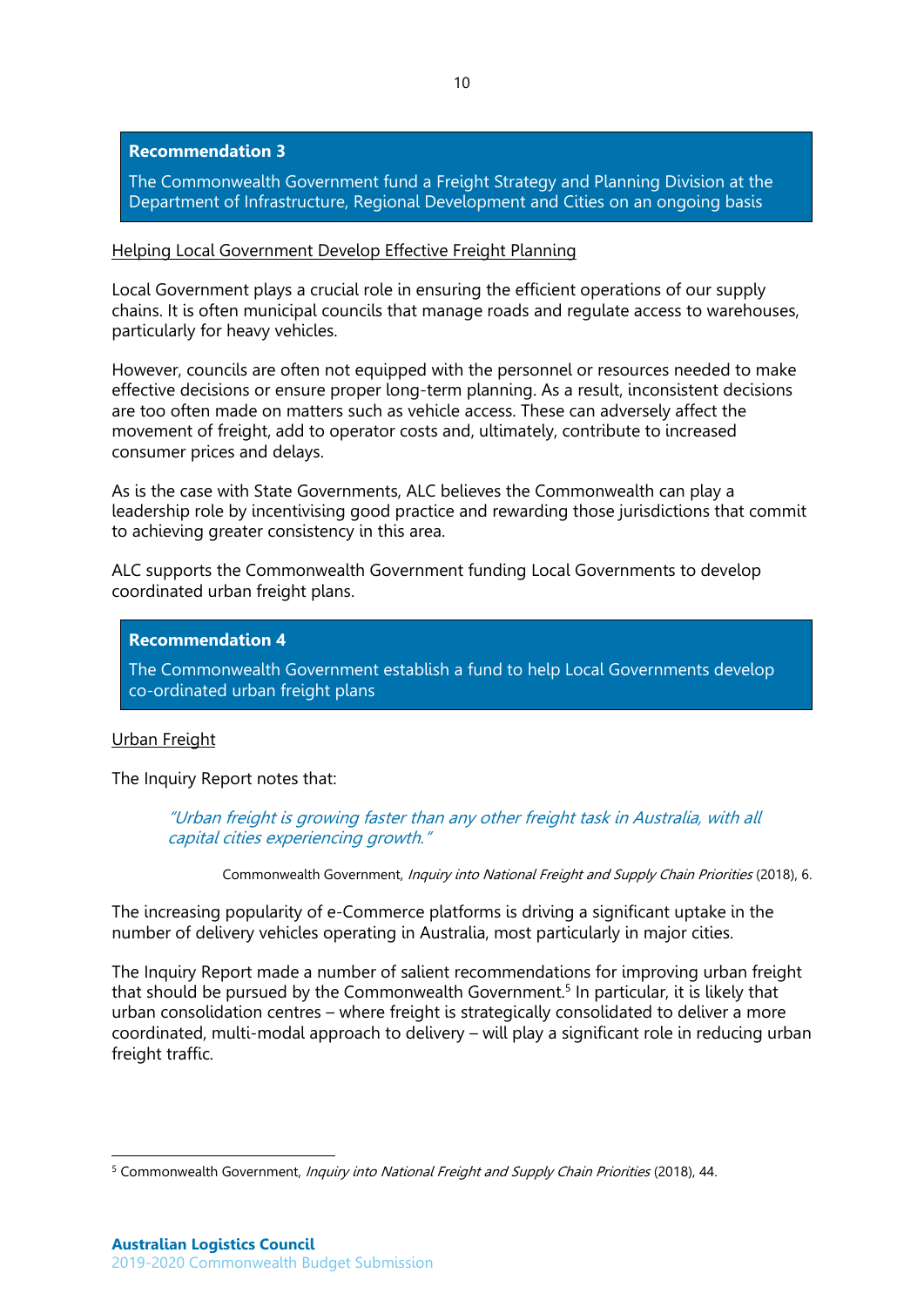**Recommendation 3**

The Commonwealth Government fund a Freight Strategy and Planning Division at the Department of Infrastructure, Regional Development and Cities on an ongoing basis

Helping Local Government Develop Effective Freight Planning

Local Government plays a crucial role in ensuring the efficient operations of our supply chains. It is often municipal councils that manage roads and regulate access to warehouses, particularly for heavy vehicles.

However, councils are often not equipped with the personnel or resources needed to make effective decisions or ensure proper long-term planning. As a result, inconsistent decisions are too often made on matters such as vehicle access. These can adversely affect the movement of freight, add to operator costs and, ultimately, contribute to increased consumer prices and delays.

As is the case with State Governments, ALC believes the Commonwealth can play a leadership role by incentivising good practice and rewarding those jurisdictions that commit to achieving greater consistency in this area.

ALC supports the Commonwealth Government funding Local Governments to develop coordinated urban freight plans.

**Recommendation 4**

The Commonwealth Government establish a fund to help Local Governments develop co-ordinated urban freight plans

Urban Freight

The Inquiry Report notes that:

> *"Urban freight is growing faster than any other freight task in Australia, with all capital cities experiencing growth."*
>
> Commonwealth Government, *Inquiry into National Freight and Supply Chain Priorities* (2018), 6.

The increasing popularity of e-Commerce platforms is driving a significant uptake in the number of delivery vehicles operating in Australia, most particularly in major cities.

The Inquiry Report made a number of salient recommendations for improving urban freight that should be pursued by the Commonwealth Government.[5] In particular, it is likely that urban consolidation centres – where freight is strategically consolidated to deliver a more coordinated, multi-modal approach to delivery – will play a significant role in reducing urban freight traffic.

[5] Commonwealth Government, *Inquiry into National Freight and Supply Chain Priorities* (2018), 44.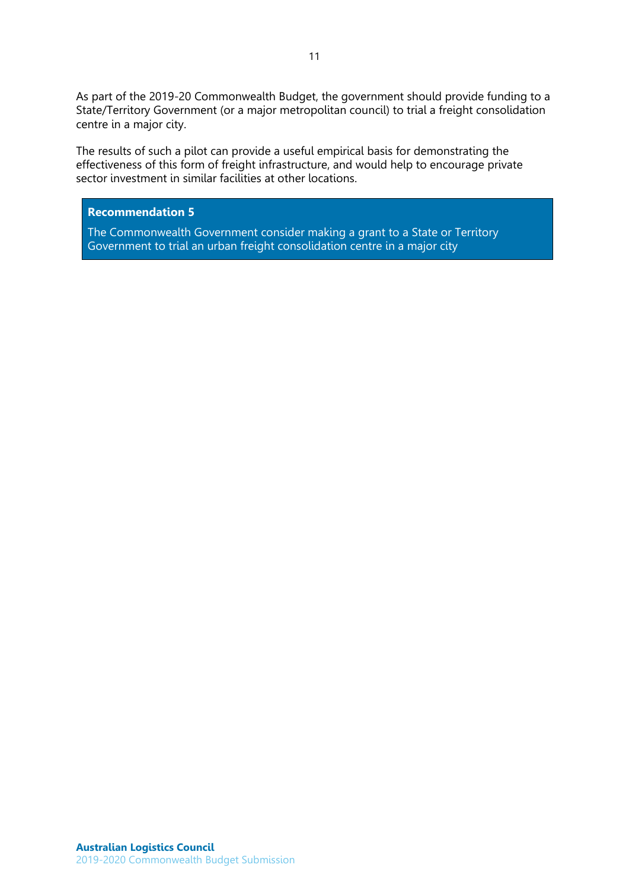As part of the 2019-20 Commonwealth Budget, the government should provide funding to a State/Territory Government (or a major metropolitan council) to trial a freight consolidation centre in a major city.

The results of such a pilot can provide a useful empirical basis for demonstrating the effectiveness of this form of freight infrastructure, and would help to encourage private sector investment in similar facilities at other locations.

**Recommendation 5**

The Commonwealth Government consider making a grant to a State or Territory Government to trial an urban freight consolidation centre in a major city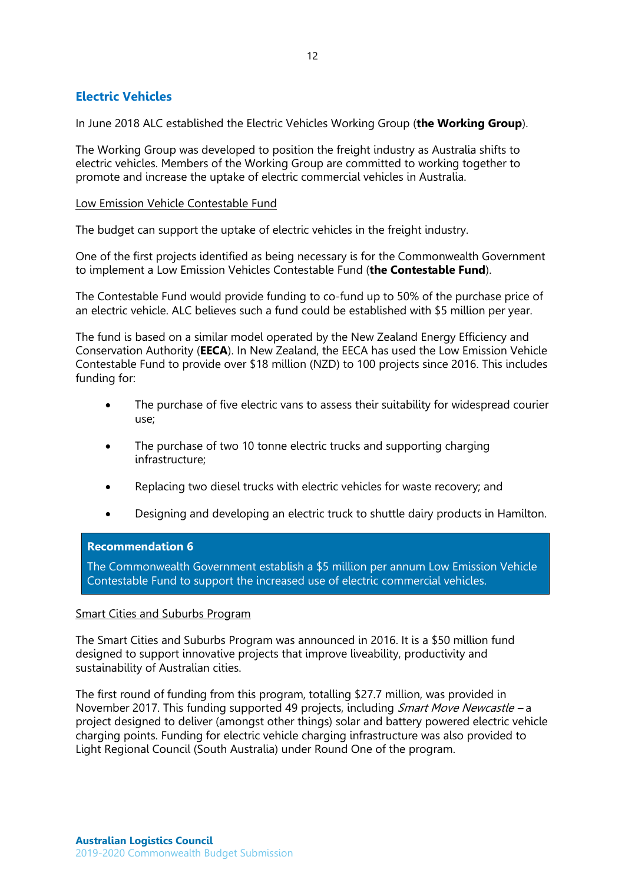## Electric Vehicles

In June 2018 ALC established the Electric Vehicles Working Group (**the Working Group**).

The Working Group was developed to position the freight industry as Australia shifts to electric vehicles. Members of the Working Group are committed to working together to promote and increase the uptake of electric commercial vehicles in Australia.

Low Emission Vehicle Contestable Fund

The budget can support the uptake of electric vehicles in the freight industry.

One of the first projects identified as being necessary is for the Commonwealth Government to implement a Low Emission Vehicles Contestable Fund (**the Contestable Fund**).

The Contestable Fund would provide funding to co-fund up to 50% of the purchase price of an electric vehicle. ALC believes such a fund could be established with $5 million per year.

The fund is based on a similar model operated by the New Zealand Energy Efficiency and Conservation Authority (**EECA**). In New Zealand, the EECA has used the Low Emission Vehicle Contestable Fund to provide over $18 million (NZD) to 100 projects since 2016. This includes funding for:

- The purchase of five electric vans to assess their suitability for widespread courier use;
- The purchase of two 10 tonne electric trucks and supporting charging infrastructure;
- Replacing two diesel trucks with electric vehicles for waste recovery; and
- Designing and developing an electric truck to shuttle dairy products in Hamilton.

> **Recommendation 6**
>
> The Commonwealth Government establish a $5 million per annum Low Emission Vehicle Contestable Fund to support the increased use of electric commercial vehicles.

Smart Cities and Suburbs Program

The Smart Cities and Suburbs Program was announced in 2016. It is a $50 million fund designed to support innovative projects that improve liveability, productivity and sustainability of Australian cities.

The first round of funding from this program, totalling $27.7 million, was provided in November 2017. This funding supported 49 projects, including *Smart Move Newcastle* – a project designed to deliver (amongst other things) solar and battery powered electric vehicle charging points. Funding for electric vehicle charging infrastructure was also provided to Light Regional Council (South Australia) under Round One of the program.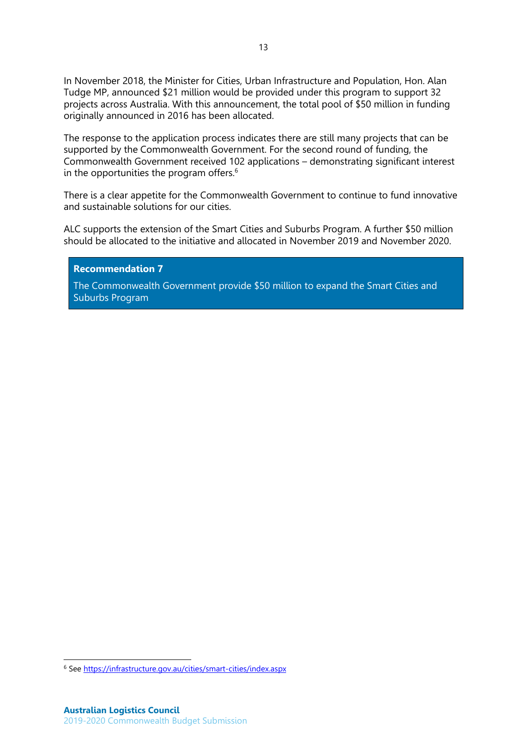In November 2018, the Minister for Cities, Urban Infrastructure and Population, Hon. Alan Tudge MP, announced $21 million would be provided under this program to support 32 projects across Australia. With this announcement, the total pool of $50 million in funding originally announced in 2016 has been allocated.

The response to the application process indicates there are still many projects that can be supported by the Commonwealth Government. For the second round of funding, the Commonwealth Government received 102 applications – demonstrating significant interest in the opportunities the program offers.[6]

There is a clear appetite for the Commonwealth Government to continue to fund innovative and sustainable solutions for our cities.

ALC supports the extension of the Smart Cities and Suburbs Program. A further $50 million should be allocated to the initiative and allocated in November 2019 and November 2020.

> **Recommendation 7**
>
> The Commonwealth Government provide $50 million to expand the Smart Cities and Suburbs Program

---

[6] See https://infrastructure.gov.au/cities/smart-cities/index.aspx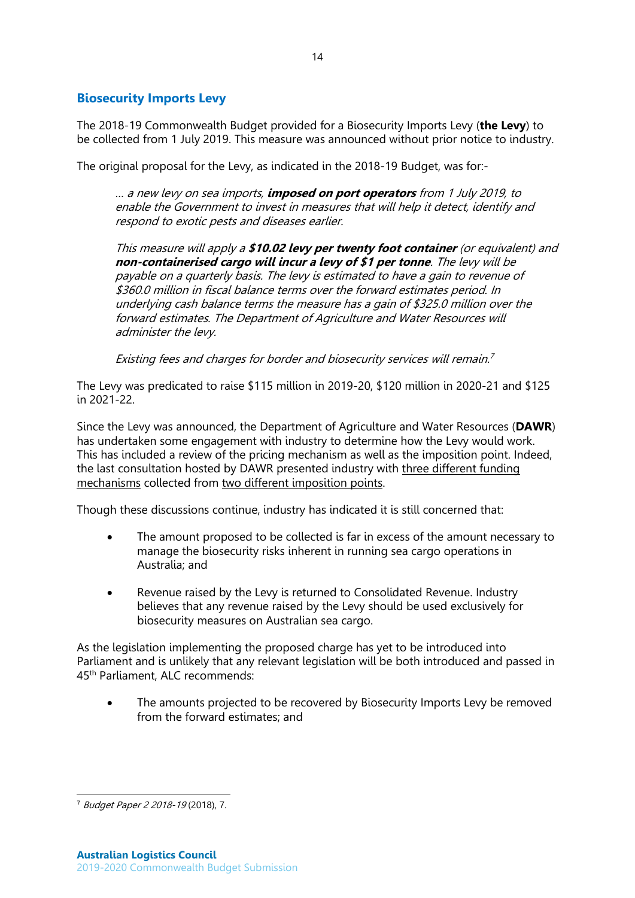## Biosecurity Imports Levy

The 2018-19 Commonwealth Budget provided for a Biosecurity Imports Levy (**the Levy**) to be collected from 1 July 2019. This measure was announced without prior notice to industry.

The original proposal for the Levy, as indicated in the 2018-19 Budget, was for:-

> *… a new levy on sea imports, **imposed on port operators** from 1 July 2019, to enable the Government to invest in measures that will help it detect, identify and respond to exotic pests and diseases earlier.*
>
> *This measure will apply a **$10.02 levy per twenty foot container** (or equivalent) and **non-containerised cargo will incur a levy of $1 per tonne**. The levy will be payable on a quarterly basis. The levy is estimated to have a gain to revenue of $360.0 million in fiscal balance terms over the forward estimates period. In underlying cash balance terms the measure has a gain of $325.0 million over the forward estimates. The Department of Agriculture and Water Resources will administer the levy.*
>
> *Existing fees and charges for border and biosecurity services will remain.*[7]

The Levy was predicated to raise $115 million in 2019-20, $120 million in 2020-21 and $125 in 2021-22.

Since the Levy was announced, the Department of Agriculture and Water Resources (**DAWR**) has undertaken some engagement with industry to determine how the Levy would work. This has included a review of the pricing mechanism as well as the imposition point. Indeed, the last consultation hosted by DAWR presented industry with <u>three different funding mechanisms</u> collected from <u>two different imposition points</u>.

Though these discussions continue, industry has indicated it is still concerned that:

- The amount proposed to be collected is far in excess of the amount necessary to manage the biosecurity risks inherent in running sea cargo operations in Australia; and
- Revenue raised by the Levy is returned to Consolidated Revenue. Industry believes that any revenue raised by the Levy should be used exclusively for biosecurity measures on Australian sea cargo.

As the legislation implementing the proposed charge has yet to be introduced into Parliament and is unlikely that any relevant legislation will be both introduced and passed in 45th Parliament, ALC recommends:

- The amounts projected to be recovered by Biosecurity Imports Levy be removed from the forward estimates; and

[7] *Budget Paper 2 2018-19* (2018), 7.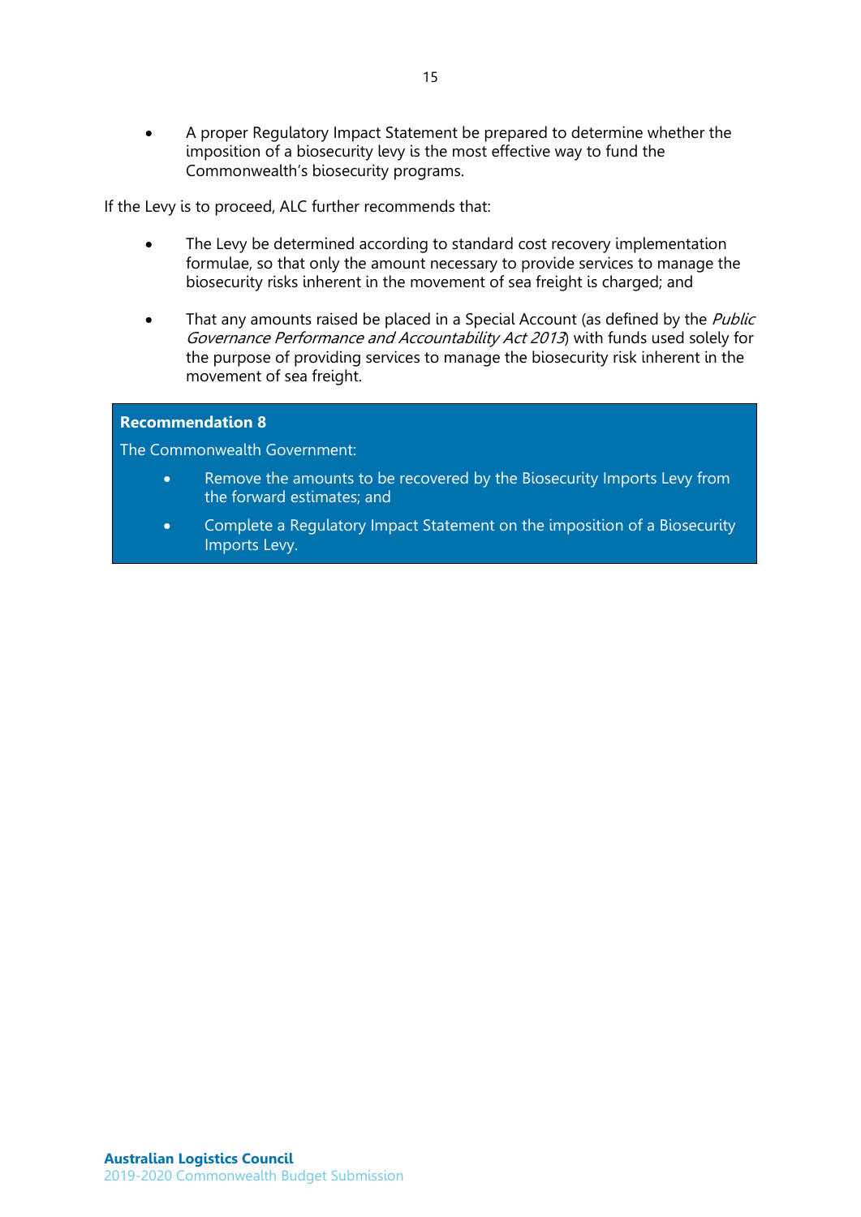- A proper Regulatory Impact Statement be prepared to determine whether the imposition of a biosecurity levy is the most effective way to fund the Commonwealth's biosecurity programs.

If the Levy is to proceed, ALC further recommends that:

- The Levy be determined according to standard cost recovery implementation formulae, so that only the amount necessary to provide services to manage the biosecurity risks inherent in the movement of sea freight is charged; and
- That any amounts raised be placed in a Special Account (as defined by the *Public Governance Performance and Accountability Act 2013*) with funds used solely for the purpose of providing services to manage the biosecurity risk inherent in the movement of sea freight.

**Recommendation 8**

The Commonwealth Government:

- Remove the amounts to be recovered by the Biosecurity Imports Levy from the forward estimates; and
- Complete a Regulatory Impact Statement on the imposition of a Biosecurity Imports Levy.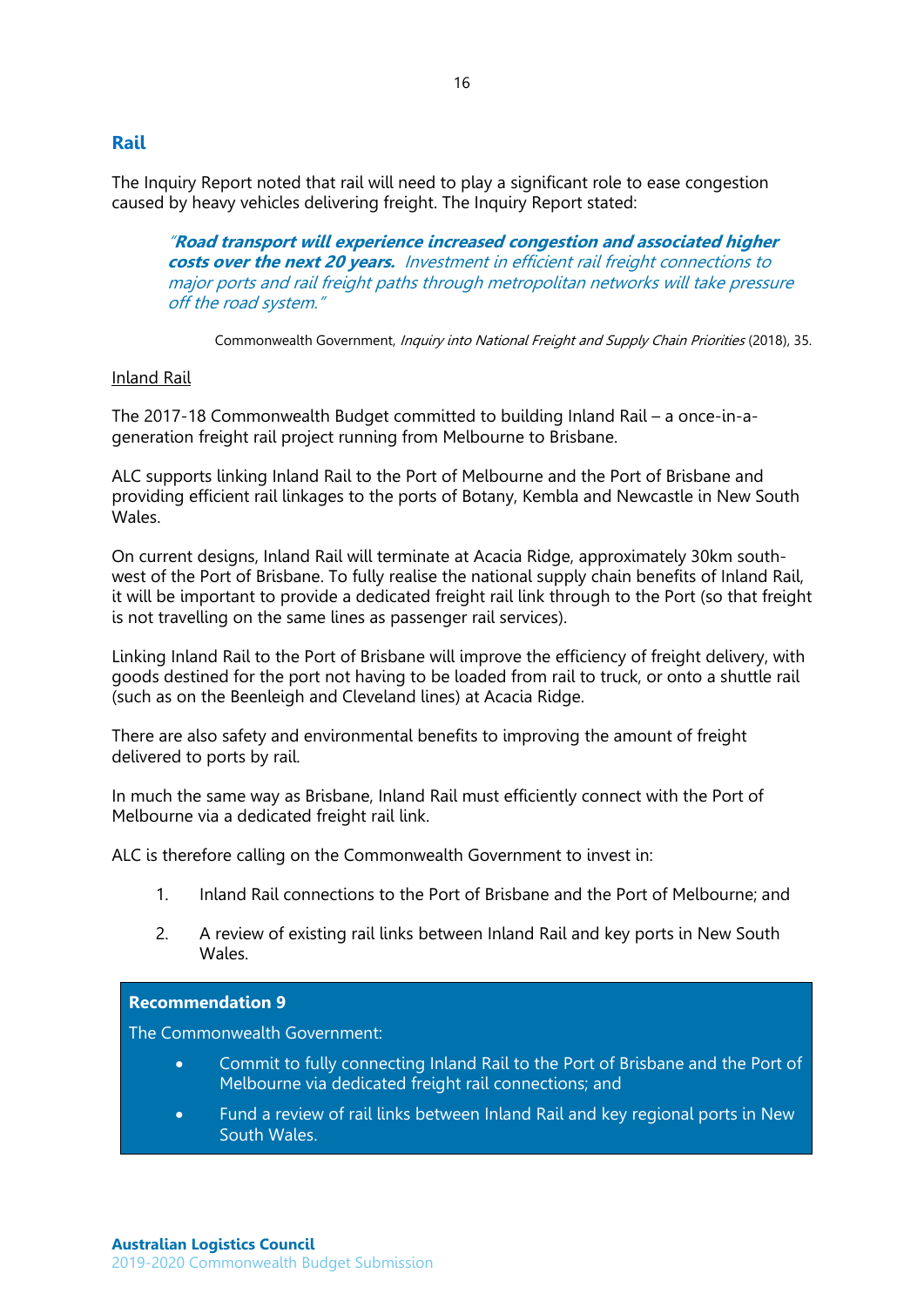## Rail

The Inquiry Report noted that rail will need to play a significant role to ease congestion caused by heavy vehicles delivering freight. The Inquiry Report stated:

> *"**Road transport will experience increased congestion and associated higher costs over the next 20 years.** Investment in efficient rail freight connections to major ports and rail freight paths through metropolitan networks will take pressure off the road system."*
>
> Commonwealth Government, *Inquiry into National Freight and Supply Chain Priorities* (2018), 35.

Inland Rail

The 2017-18 Commonwealth Budget committed to building Inland Rail – a once-in-a-generation freight rail project running from Melbourne to Brisbane.

ALC supports linking Inland Rail to the Port of Melbourne and the Port of Brisbane and providing efficient rail linkages to the ports of Botany, Kembla and Newcastle in New South Wales.

On current designs, Inland Rail will terminate at Acacia Ridge, approximately 30km south-west of the Port of Brisbane. To fully realise the national supply chain benefits of Inland Rail, it will be important to provide a dedicated freight rail link through to the Port (so that freight is not travelling on the same lines as passenger rail services).

Linking Inland Rail to the Port of Brisbane will improve the efficiency of freight delivery, with goods destined for the port not having to be loaded from rail to truck, or onto a shuttle rail (such as on the Beenleigh and Cleveland lines) at Acacia Ridge.

There are also safety and environmental benefits to improving the amount of freight delivered to ports by rail.

In much the same way as Brisbane, Inland Rail must efficiently connect with the Port of Melbourne via a dedicated freight rail link.

ALC is therefore calling on the Commonwealth Government to invest in:

1. Inland Rail connections to the Port of Brisbane and the Port of Melbourne; and
2. A review of existing rail links between Inland Rail and key ports in New South Wales.

**Recommendation 9**

The Commonwealth Government:

- Commit to fully connecting Inland Rail to the Port of Brisbane and the Port of Melbourne via dedicated freight rail connections; and
- Fund a review of rail links between Inland Rail and key regional ports in New South Wales.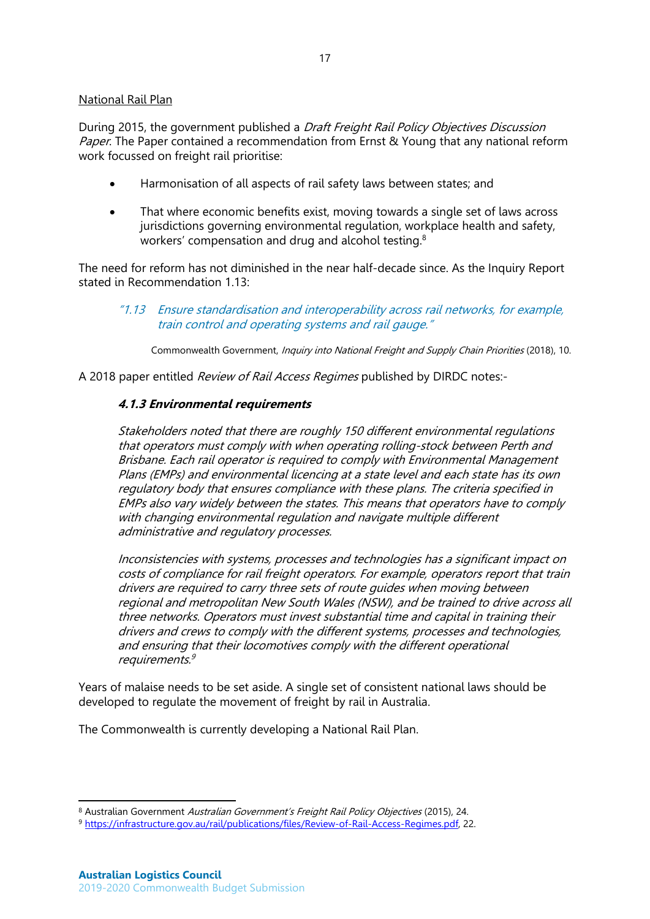National Rail Plan

During 2015, the government published a *Draft Freight Rail Policy Objectives Discussion Paper*. The Paper contained a recommendation from Ernst & Young that any national reform work focussed on freight rail prioritise:

- Harmonisation of all aspects of rail safety laws between states; and
- That where economic benefits exist, moving towards a single set of laws across jurisdictions governing environmental regulation, workplace health and safety, workers' compensation and drug and alcohol testing.[8]

The need for reform has not diminished in the near half-decade since. As the Inquiry Report stated in Recommendation 1.13:

> *"1.13 Ensure standardisation and interoperability across rail networks, for example, train control and operating systems and rail gauge."*
>
> Commonwealth Government, *Inquiry into National Freight and Supply Chain Priorities* (2018), 10.

A 2018 paper entitled *Review of Rail Access Regimes* published by DIRDC notes:-

> ***4.1.3 Environmental requirements***
>
> *Stakeholders noted that there are roughly 150 different environmental regulations that operators must comply with when operating rolling-stock between Perth and Brisbane. Each rail operator is required to comply with Environmental Management Plans (EMPs) and environmental licencing at a state level and each state has its own regulatory body that ensures compliance with these plans. The criteria specified in EMPs also vary widely between the states. This means that operators have to comply with changing environmental regulation and navigate multiple different administrative and regulatory processes.*
>
> *Inconsistencies with systems, processes and technologies has a significant impact on costs of compliance for rail freight operators. For example, operators report that train drivers are required to carry three sets of route guides when moving between regional and metropolitan New South Wales (NSW), and be trained to drive across all three networks. Operators must invest substantial time and capital in training their drivers and crews to comply with the different systems, processes and technologies, and ensuring that their locomotives comply with the different operational requirements.*[9]

Years of malaise needs to be set aside. A single set of consistent national laws should be developed to regulate the movement of freight by rail in Australia.

The Commonwealth is currently developing a National Rail Plan.

---

[8] Australian Government *Australian Government's Freight Rail Policy Objectives* (2015), 24.

[9] https://infrastructure.gov.au/rail/publications/files/Review-of-Rail-Access-Regimes.pdf, 22.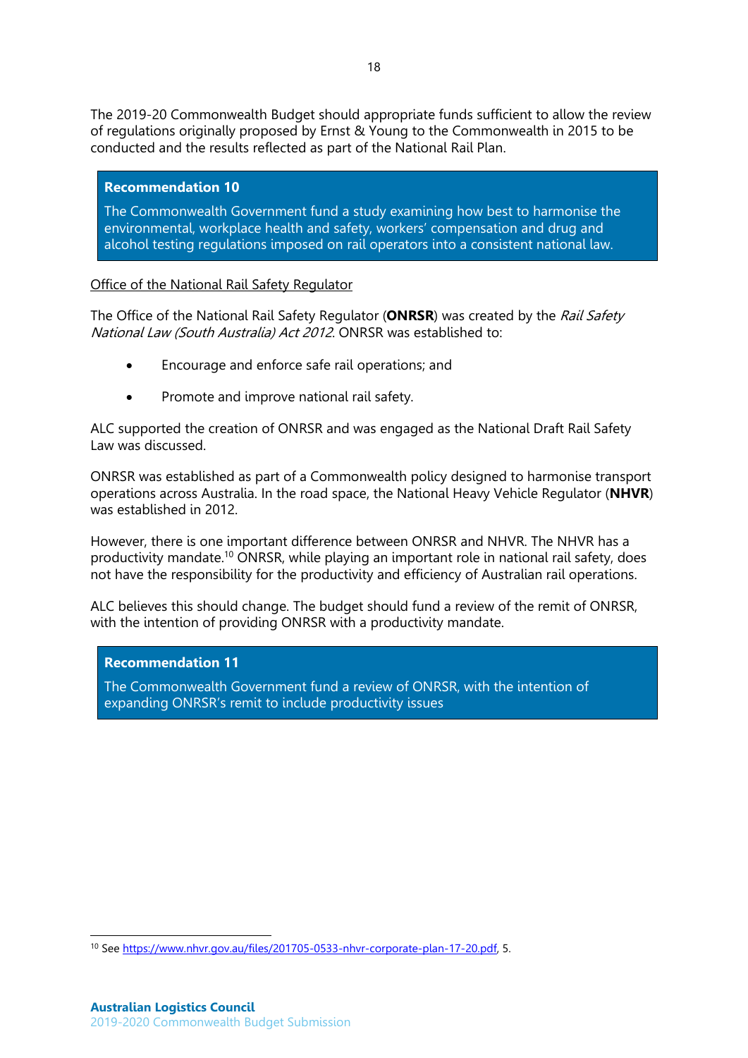The 2019-20 Commonwealth Budget should appropriate funds sufficient to allow the review of regulations originally proposed by Ernst & Young to the Commonwealth in 2015 to be conducted and the results reflected as part of the National Rail Plan.

> **Recommendation 10**
>
> The Commonwealth Government fund a study examining how best to harmonise the environmental, workplace health and safety, workers' compensation and drug and alcohol testing regulations imposed on rail operators into a consistent national law.

Office of the National Rail Safety Regulator

The Office of the National Rail Safety Regulator (**ONRSR**) was created by the *Rail Safety National Law (South Australia) Act 2012*. ONRSR was established to:

- Encourage and enforce safe rail operations; and
- Promote and improve national rail safety.

ALC supported the creation of ONRSR and was engaged as the National Draft Rail Safety Law was discussed.

ONRSR was established as part of a Commonwealth policy designed to harmonise transport operations across Australia. In the road space, the National Heavy Vehicle Regulator (**NHVR**) was established in 2012.

However, there is one important difference between ONRSR and NHVR. The NHVR has a productivity mandate.[10] ONRSR, while playing an important role in national rail safety, does not have the responsibility for the productivity and efficiency of Australian rail operations.

ALC believes this should change. The budget should fund a review of the remit of ONRSR, with the intention of providing ONRSR with a productivity mandate.

> **Recommendation 11**
>
> The Commonwealth Government fund a review of ONRSR, with the intention of expanding ONRSR's remit to include productivity issues

[10] See https://www.nhvr.gov.au/files/201705-0533-nhvr-corporate-plan-17-20.pdf, 5.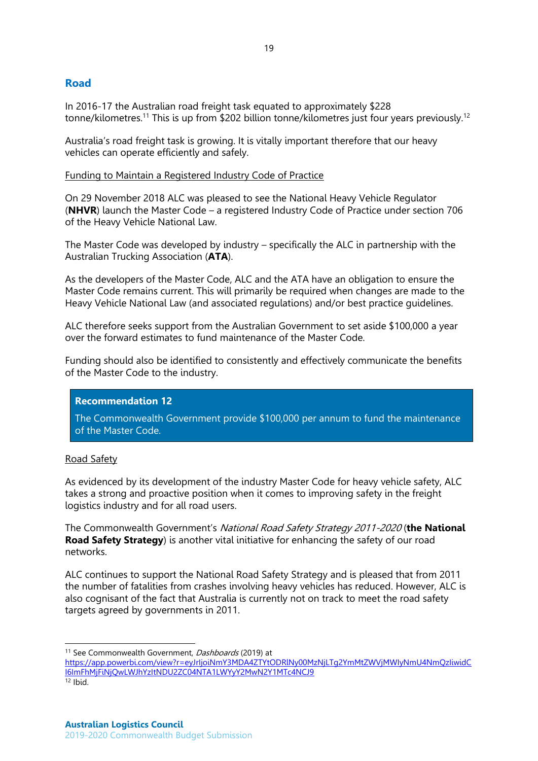## Road

In 2016-17 the Australian road freight task equated to approximately $228 tonne/kilometres.[11] This is up from $202 billion tonne/kilometres just four years previously.[12]

Australia's road freight task is growing. It is vitally important therefore that our heavy vehicles can operate efficiently and safely.

Funding to Maintain a Registered Industry Code of Practice

On 29 November 2018 ALC was pleased to see the National Heavy Vehicle Regulator (**NHVR**) launch the Master Code – a registered Industry Code of Practice under section 706 of the Heavy Vehicle National Law.

The Master Code was developed by industry – specifically the ALC in partnership with the Australian Trucking Association (**ATA**).

As the developers of the Master Code, ALC and the ATA have an obligation to ensure the Master Code remains current. This will primarily be required when changes are made to the Heavy Vehicle National Law (and associated regulations) and/or best practice guidelines.

ALC therefore seeks support from the Australian Government to set aside $100,000 a year over the forward estimates to fund maintenance of the Master Code.

Funding should also be identified to consistently and effectively communicate the benefits of the Master Code to the industry.

> **Recommendation 12**
>
> The Commonwealth Government provide $100,000 per annum to fund the maintenance of the Master Code.

Road Safety

As evidenced by its development of the industry Master Code for heavy vehicle safety, ALC takes a strong and proactive position when it comes to improving safety in the freight logistics industry and for all road users.

The Commonwealth Government's *National Road Safety Strategy 2011-2020* (**the National Road Safety Strategy**) is another vital initiative for enhancing the safety of our road networks.

ALC continues to support the National Road Safety Strategy and is pleased that from 2011 the number of fatalities from crashes involving heavy vehicles has reduced. However, ALC is also cognisant of the fact that Australia is currently not on track to meet the road safety targets agreed by governments in 2011.

---

[11] See Commonwealth Government, *Dashboards* (2019) at https://app.powerbi.com/view?r=eyJrIjoiNmY3MDA4ZTYtODRlNy00MzNjLTg2YmMtZWVjMWIyNmU4NmQzIiwidCI6ImFhMjFiNjQwLWJhYzItNDU2ZC04NTA1LWYyY2MwN2Y1MTc4NCJ9

[12] Ibid.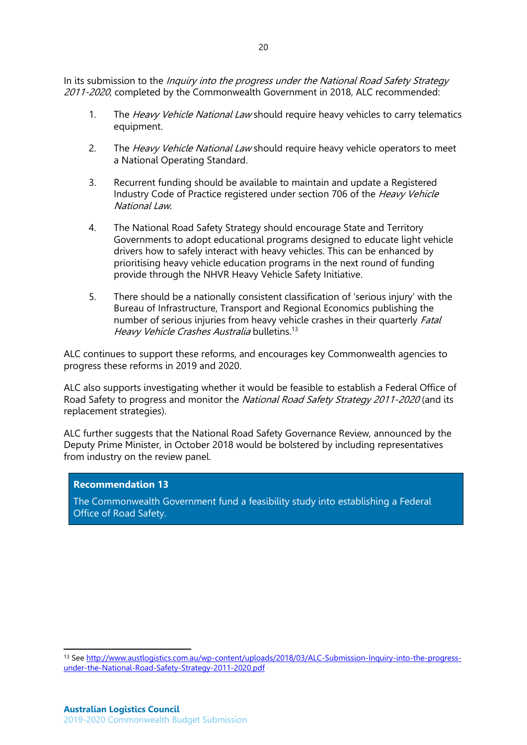In its submission to the *Inquiry into the progress under the National Road Safety Strategy 2011-2020*, completed by the Commonwealth Government in 2018, ALC recommended:

1. The *Heavy Vehicle National Law* should require heavy vehicles to carry telematics equipment.

2. The *Heavy Vehicle National Law* should require heavy vehicle operators to meet a National Operating Standard.

3. Recurrent funding should be available to maintain and update a Registered Industry Code of Practice registered under section 706 of the *Heavy Vehicle National Law*.

4. The National Road Safety Strategy should encourage State and Territory Governments to adopt educational programs designed to educate light vehicle drivers how to safely interact with heavy vehicles. This can be enhanced by prioritising heavy vehicle education programs in the next round of funding provide through the NHVR Heavy Vehicle Safety Initiative.

5. There should be a nationally consistent classification of 'serious injury' with the Bureau of Infrastructure, Transport and Regional Economics publishing the number of serious injuries from heavy vehicle crashes in their quarterly *Fatal Heavy Vehicle Crashes Australia* bulletins.[13]

ALC continues to support these reforms, and encourages key Commonwealth agencies to progress these reforms in 2019 and 2020.

ALC also supports investigating whether it would be feasible to establish a Federal Office of Road Safety to progress and monitor the *National Road Safety Strategy 2011-2020* (and its replacement strategies).

ALC further suggests that the National Road Safety Governance Review, announced by the Deputy Prime Minister, in October 2018 would be bolstered by including representatives from industry on the review panel.

**Recommendation 13**

The Commonwealth Government fund a feasibility study into establishing a Federal Office of Road Safety.

---

[13] See http://www.austlogistics.com.au/wp-content/uploads/2018/03/ALC-Submission-Inquiry-into-the-progress-under-the-National-Road-Safety-Strategy-2011-2020.pdf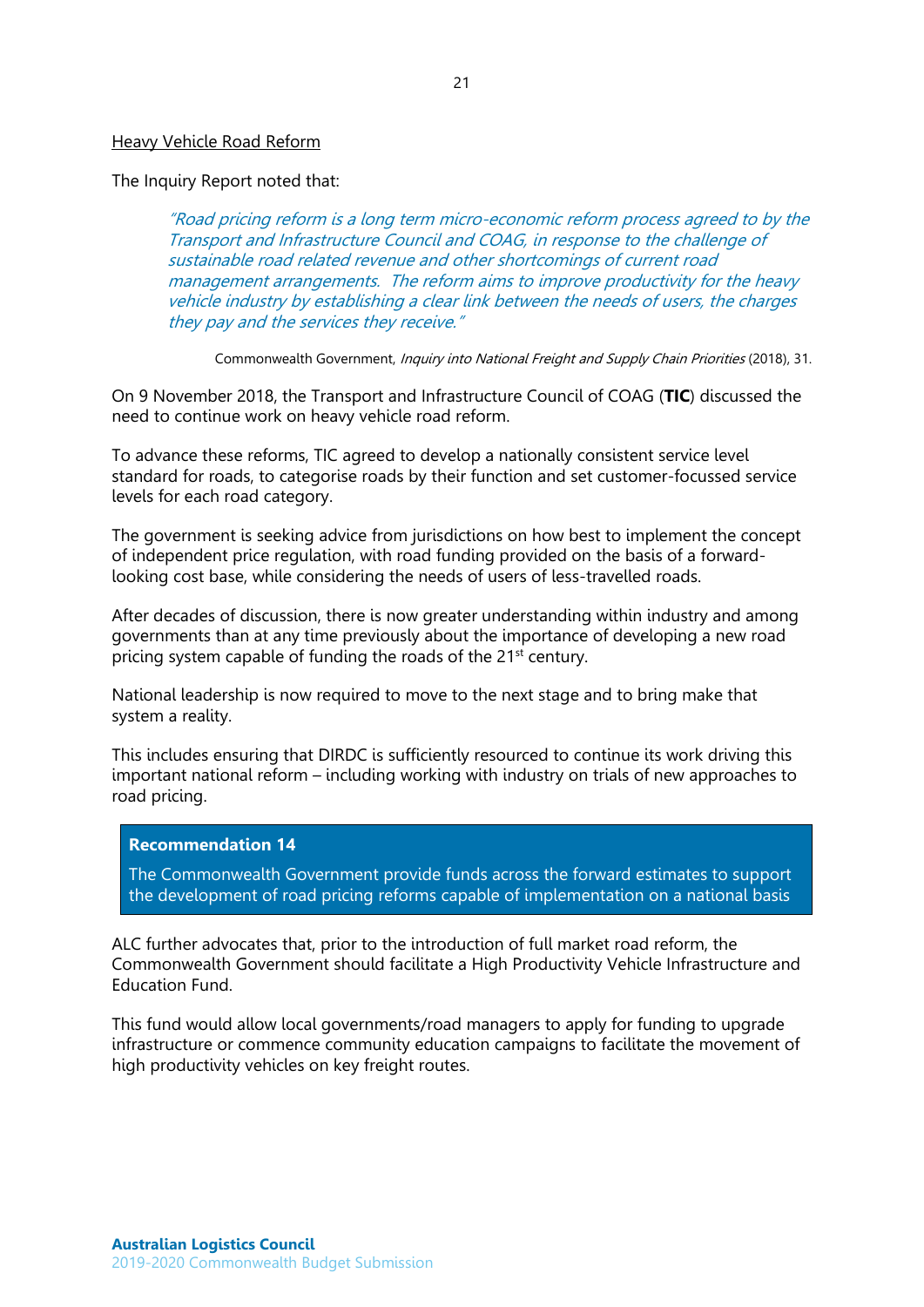Heavy Vehicle Road Reform

The Inquiry Report noted that:

> *"Road pricing reform is a long term micro-economic reform process agreed to by the Transport and Infrastructure Council and COAG, in response to the challenge of sustainable road related revenue and other shortcomings of current road management arrangements. The reform aims to improve productivity for the heavy vehicle industry by establishing a clear link between the needs of users, the charges they pay and the services they receive."*
>
> Commonwealth Government, *Inquiry into National Freight and Supply Chain Priorities* (2018), 31.

On 9 November 2018, the Transport and Infrastructure Council of COAG (**TIC**) discussed the need to continue work on heavy vehicle road reform.

To advance these reforms, TIC agreed to develop a nationally consistent service level standard for roads, to categorise roads by their function and set customer-focussed service levels for each road category.

The government is seeking advice from jurisdictions on how best to implement the concept of independent price regulation, with road funding provided on the basis of a forward-looking cost base, while considering the needs of users of less-travelled roads.

After decades of discussion, there is now greater understanding within industry and among governments than at any time previously about the importance of developing a new road pricing system capable of funding the roads of the 21st century.

National leadership is now required to move to the next stage and to bring make that system a reality.

This includes ensuring that DIRDC is sufficiently resourced to continue its work driving this important national reform – including working with industry on trials of new approaches to road pricing.

**Recommendation 14**

The Commonwealth Government provide funds across the forward estimates to support the development of road pricing reforms capable of implementation on a national basis

ALC further advocates that, prior to the introduction of full market road reform, the Commonwealth Government should facilitate a High Productivity Vehicle Infrastructure and Education Fund.

This fund would allow local governments/road managers to apply for funding to upgrade infrastructure or commence community education campaigns to facilitate the movement of high productivity vehicles on key freight routes.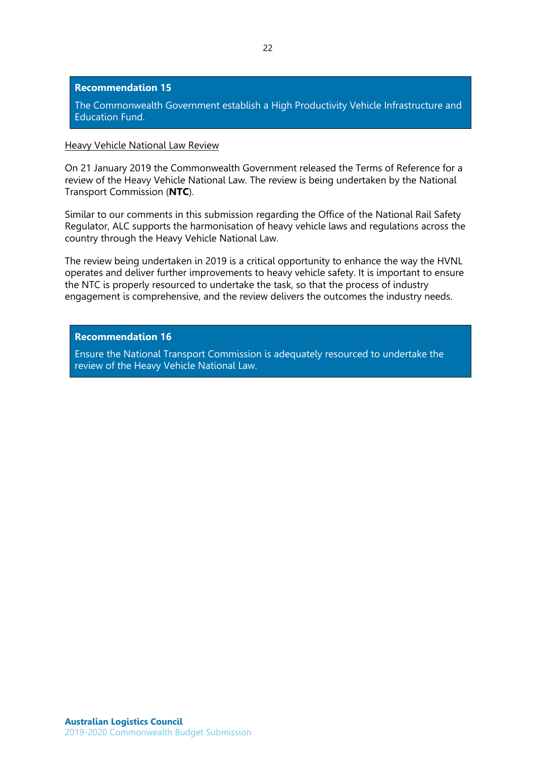**Recommendation 15**

The Commonwealth Government establish a High Productivity Vehicle Infrastructure and Education Fund.

Heavy Vehicle National Law Review

On 21 January 2019 the Commonwealth Government released the Terms of Reference for a review of the Heavy Vehicle National Law. The review is being undertaken by the National Transport Commission (**NTC**).

Similar to our comments in this submission regarding the Office of the National Rail Safety Regulator, ALC supports the harmonisation of heavy vehicle laws and regulations across the country through the Heavy Vehicle National Law.

The review being undertaken in 2019 is a critical opportunity to enhance the way the HVNL operates and deliver further improvements to heavy vehicle safety. It is important to ensure the NTC is properly resourced to undertake the task, so that the process of industry engagement is comprehensive, and the review delivers the outcomes the industry needs.

**Recommendation 16**

Ensure the National Transport Commission is adequately resourced to undertake the review of the Heavy Vehicle National Law.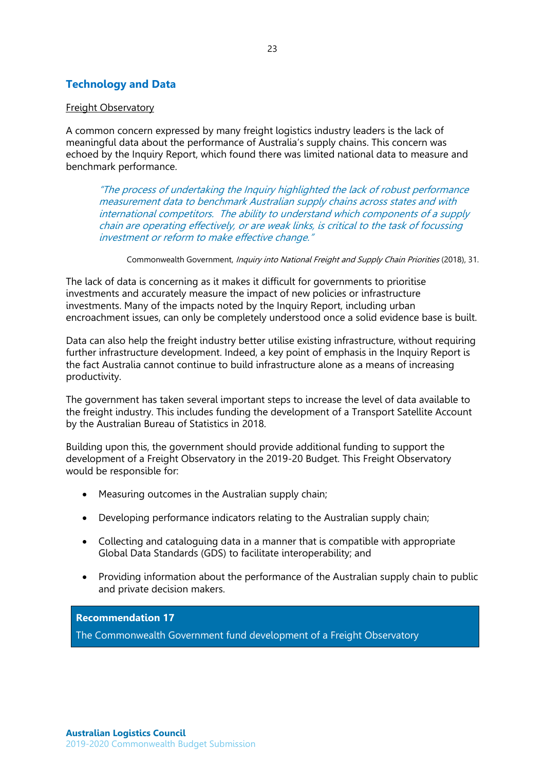## Technology and Data

Freight Observatory

A common concern expressed by many freight logistics industry leaders is the lack of meaningful data about the performance of Australia's supply chains. This concern was echoed by the Inquiry Report, which found there was limited national data to measure and benchmark performance.

> *"The process of undertaking the Inquiry highlighted the lack of robust performance measurement data to benchmark Australian supply chains across states and with international competitors. The ability to understand which components of a supply chain are operating effectively, or are weak links, is critical to the task of focussing investment or reform to make effective change."*

Commonwealth Government, *Inquiry into National Freight and Supply Chain Priorities* (2018), 31.

The lack of data is concerning as it makes it difficult for governments to prioritise investments and accurately measure the impact of new policies or infrastructure investments. Many of the impacts noted by the Inquiry Report, including urban encroachment issues, can only be completely understood once a solid evidence base is built.

Data can also help the freight industry better utilise existing infrastructure, without requiring further infrastructure development. Indeed, a key point of emphasis in the Inquiry Report is the fact Australia cannot continue to build infrastructure alone as a means of increasing productivity.

The government has taken several important steps to increase the level of data available to the freight industry. This includes funding the development of a Transport Satellite Account by the Australian Bureau of Statistics in 2018.

Building upon this, the government should provide additional funding to support the development of a Freight Observatory in the 2019-20 Budget. This Freight Observatory would be responsible for:

- Measuring outcomes in the Australian supply chain;
- Developing performance indicators relating to the Australian supply chain;
- Collecting and cataloguing data in a manner that is compatible with appropriate Global Data Standards (GDS) to facilitate interoperability; and
- Providing information about the performance of the Australian supply chain to public and private decision makers.

**Recommendation 17**

The Commonwealth Government fund development of a Freight Observatory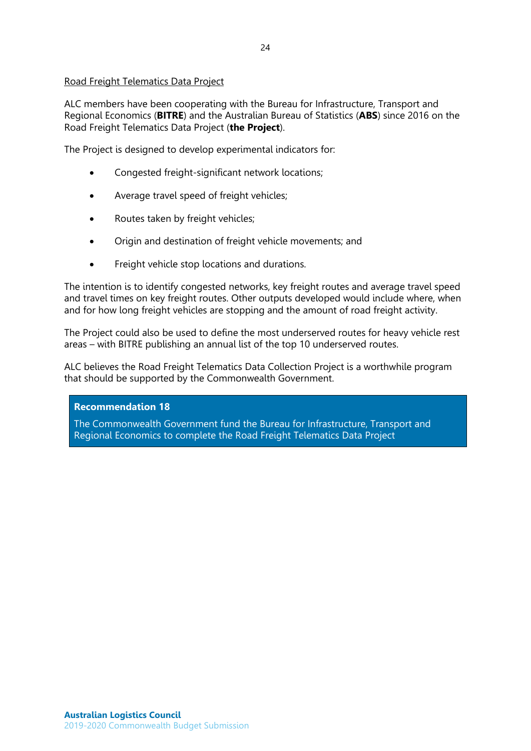Road Freight Telematics Data Project

ALC members have been cooperating with the Bureau for Infrastructure, Transport and Regional Economics (**BITRE**) and the Australian Bureau of Statistics (**ABS**) since 2016 on the Road Freight Telematics Data Project (**the Project**).

The Project is designed to develop experimental indicators for:

- Congested freight-significant network locations;
- Average travel speed of freight vehicles;
- Routes taken by freight vehicles;
- Origin and destination of freight vehicle movements; and
- Freight vehicle stop locations and durations.

The intention is to identify congested networks, key freight routes and average travel speed and travel times on key freight routes. Other outputs developed would include where, when and for how long freight vehicles are stopping and the amount of road freight activity.

The Project could also be used to define the most underserved routes for heavy vehicle rest areas – with BITRE publishing an annual list of the top 10 underserved routes.

ALC believes the Road Freight Telematics Data Collection Project is a worthwhile program that should be supported by the Commonwealth Government.

**Recommendation 18**

The Commonwealth Government fund the Bureau for Infrastructure, Transport and Regional Economics to complete the Road Freight Telematics Data Project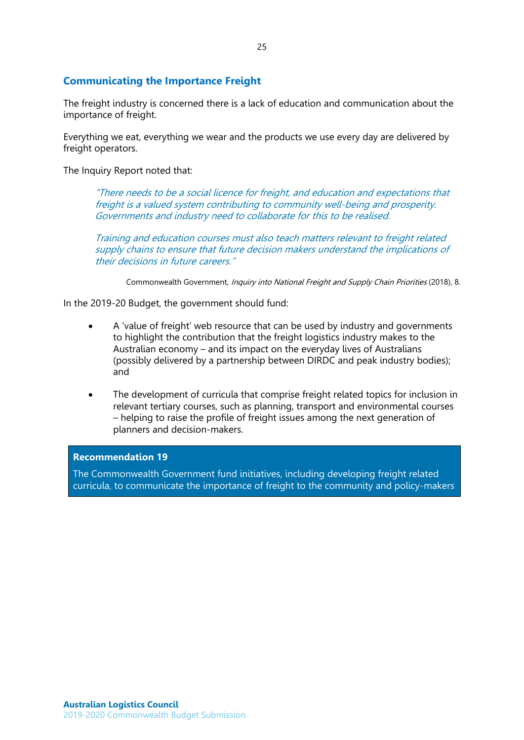## Communicating the Importance Freight

The freight industry is concerned there is a lack of education and communication about the importance of freight.

Everything we eat, everything we wear and the products we use every day are delivered by freight operators.

The Inquiry Report noted that:

> *"There needs to be a social licence for freight, and education and expectations that freight is a valued system contributing to community well-being and prosperity. Governments and industry need to collaborate for this to be realised.*
>
> *Training and education courses must also teach matters relevant to freight related supply chains to ensure that future decision makers understand the implications of their decisions in future careers."*
>
> Commonwealth Government, *Inquiry into National Freight and Supply Chain Priorities* (2018), 8.

In the 2019-20 Budget, the government should fund:

- A 'value of freight' web resource that can be used by industry and governments to highlight the contribution that the freight logistics industry makes to the Australian economy – and its impact on the everyday lives of Australians (possibly delivered by a partnership between DIRDC and peak industry bodies); and

- The development of curricula that comprise freight related topics for inclusion in relevant tertiary courses, such as planning, transport and environmental courses – helping to raise the profile of freight issues among the next generation of planners and decision-makers.

**Recommendation 19**

The Commonwealth Government fund initiatives, including developing freight related curricula, to communicate the importance of freight to the community and policy-makers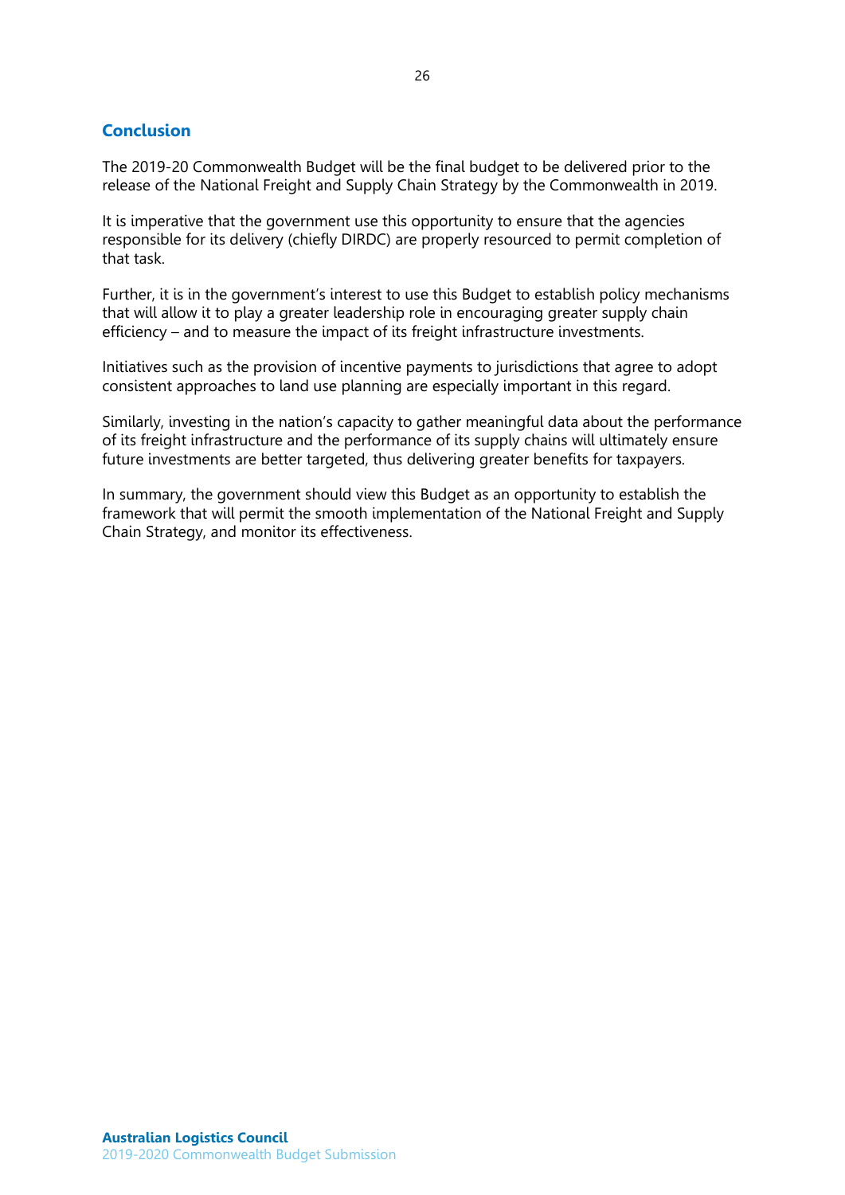## Conclusion

The 2019-20 Commonwealth Budget will be the final budget to be delivered prior to the release of the National Freight and Supply Chain Strategy by the Commonwealth in 2019.

It is imperative that the government use this opportunity to ensure that the agencies responsible for its delivery (chiefly DIRDC) are properly resourced to permit completion of that task.

Further, it is in the government's interest to use this Budget to establish policy mechanisms that will allow it to play a greater leadership role in encouraging greater supply chain efficiency – and to measure the impact of its freight infrastructure investments.

Initiatives such as the provision of incentive payments to jurisdictions that agree to adopt consistent approaches to land use planning are especially important in this regard.

Similarly, investing in the nation's capacity to gather meaningful data about the performance of its freight infrastructure and the performance of its supply chains will ultimately ensure future investments are better targeted, thus delivering greater benefits for taxpayers.

In summary, the government should view this Budget as an opportunity to establish the framework that will permit the smooth implementation of the National Freight and Supply Chain Strategy, and monitor its effectiveness.